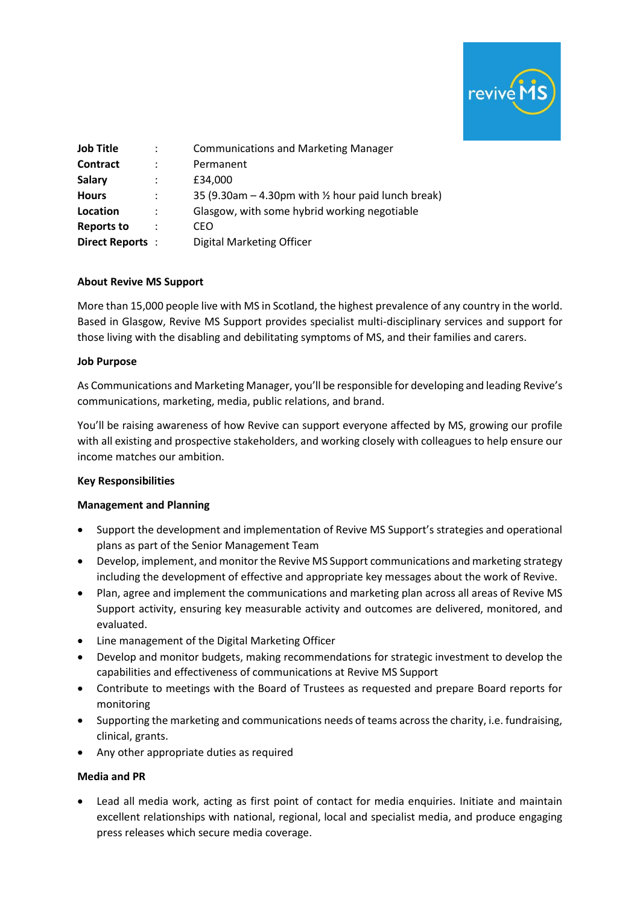| | | |
|---|---|---|
| **Job Title** | : | Communications and Marketing Manager |
| **Contract** | : | Permanent |
| **Salary** | : | £34,000 |
| **Hours** | : | 35 (9.30am – 4.30pm with ½ hour paid lunch break) |
| **Location** | : | Glasgow, with some hybrid working negotiable |
| **Reports to** | : | CEO |
| **Direct Reports** | : | Digital Marketing Officer |

**About Revive MS Support**

More than 15,000 people live with MS in Scotland, the highest prevalence of any country in the world. Based in Glasgow, Revive MS Support provides specialist multi-disciplinary services and support for those living with the disabling and debilitating symptoms of MS, and their families and carers.

**Job Purpose**

As Communications and Marketing Manager, you'll be responsible for developing and leading Revive's communications, marketing, media, public relations, and brand.

You'll be raising awareness of how Revive can support everyone affected by MS, growing our profile with all existing and prospective stakeholders, and working closely with colleagues to help ensure our income matches our ambition.

**Key Responsibilities**

**Management and Planning**

- Support the development and implementation of Revive MS Support's strategies and operational plans as part of the Senior Management Team
- Develop, implement, and monitor the Revive MS Support communications and marketing strategy including the development of effective and appropriate key messages about the work of Revive.
- Plan, agree and implement the communications and marketing plan across all areas of Revive MS Support activity, ensuring key measurable activity and outcomes are delivered, monitored, and evaluated.
- Line management of the Digital Marketing Officer
- Develop and monitor budgets, making recommendations for strategic investment to develop the capabilities and effectiveness of communications at Revive MS Support
- Contribute to meetings with the Board of Trustees as requested and prepare Board reports for monitoring
- Supporting the marketing and communications needs of teams across the charity, i.e. fundraising, clinical, grants.
- Any other appropriate duties as required

**Media and PR**

- Lead all media work, acting as first point of contact for media enquiries. Initiate and maintain excellent relationships with national, regional, local and specialist media, and produce engaging press releases which secure media coverage.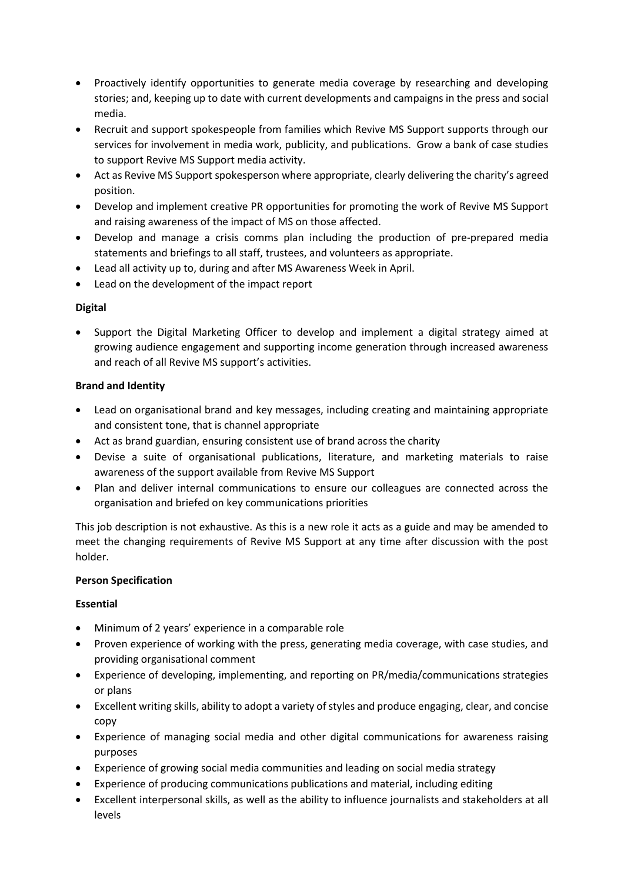- Proactively identify opportunities to generate media coverage by researching and developing stories; and, keeping up to date with current developments and campaigns in the press and social media.
- Recruit and support spokespeople from families which Revive MS Support supports through our services for involvement in media work, publicity, and publications. Grow a bank of case studies to support Revive MS Support media activity.
- Act as Revive MS Support spokesperson where appropriate, clearly delivering the charity's agreed position.
- Develop and implement creative PR opportunities for promoting the work of Revive MS Support and raising awareness of the impact of MS on those affected.
- Develop and manage a crisis comms plan including the production of pre-prepared media statements and briefings to all staff, trustees, and volunteers as appropriate.
- Lead all activity up to, during and after MS Awareness Week in April.
- Lead on the development of the impact report

**Digital**

- Support the Digital Marketing Officer to develop and implement a digital strategy aimed at growing audience engagement and supporting income generation through increased awareness and reach of all Revive MS support's activities.

**Brand and Identity**

- Lead on organisational brand and key messages, including creating and maintaining appropriate and consistent tone, that is channel appropriate
- Act as brand guardian, ensuring consistent use of brand across the charity
- Devise a suite of organisational publications, literature, and marketing materials to raise awareness of the support available from Revive MS Support
- Plan and deliver internal communications to ensure our colleagues are connected across the organisation and briefed on key communications priorities

This job description is not exhaustive. As this is a new role it acts as a guide and may be amended to meet the changing requirements of Revive MS Support at any time after discussion with the post holder.

**Person Specification**

**Essential**

- Minimum of 2 years' experience in a comparable role
- Proven experience of working with the press, generating media coverage, with case studies, and providing organisational comment
- Experience of developing, implementing, and reporting on PR/media/communications strategies or plans
- Excellent writing skills, ability to adopt a variety of styles and produce engaging, clear, and concise copy
- Experience of managing social media and other digital communications for awareness raising purposes
- Experience of growing social media communities and leading on social media strategy
- Experience of producing communications publications and material, including editing
- Excellent interpersonal skills, as well as the ability to influence journalists and stakeholders at all levels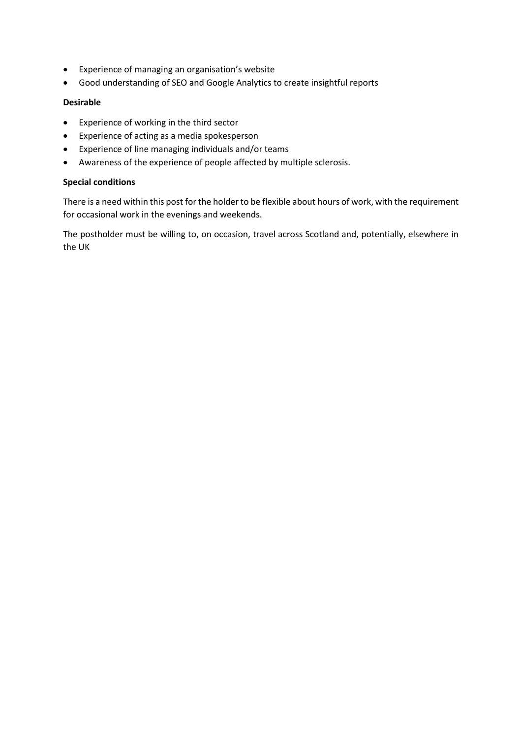- Experience of managing an organisation's website
- Good understanding of SEO and Google Analytics to create insightful reports

**Desirable**

- Experience of working in the third sector
- Experience of acting as a media spokesperson
- Experience of line managing individuals and/or teams
- Awareness of the experience of people affected by multiple sclerosis.

**Special conditions**

There is a need within this post for the holder to be flexible about hours of work, with the requirement for occasional work in the evenings and weekends.

The postholder must be willing to, on occasion, travel across Scotland and, potentially, elsewhere in the UK